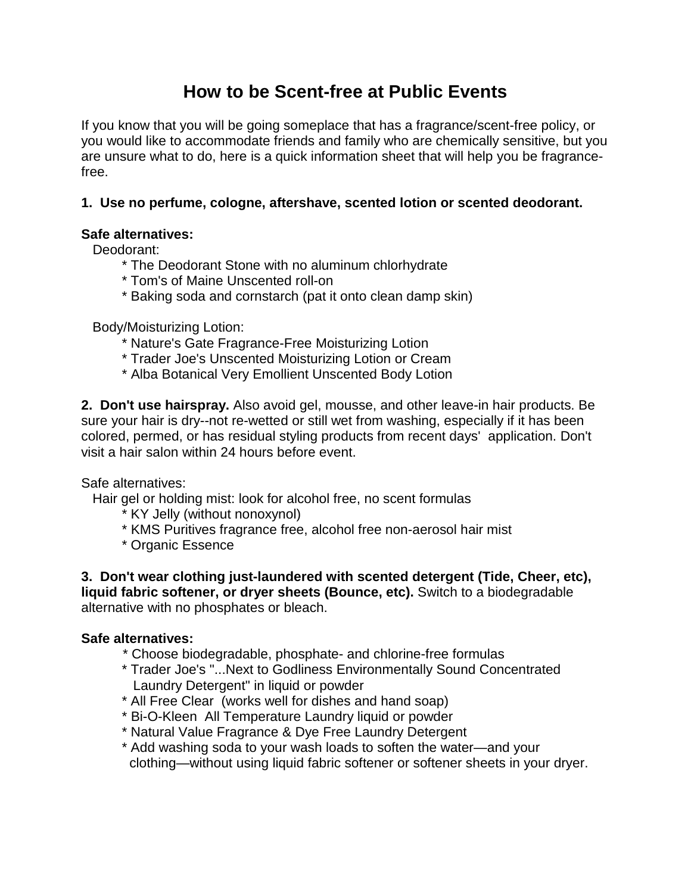# How to be Scent-free at Public Events

If you know that you will be going someplace that has a fragrance/scent-free policy, or you would like to accommodate friends and family who are chemically sensitive, but you are unsure what to do, here is a quick information sheet that will help you be fragrance-free.

**1. Use no perfume, cologne, aftershave, scented lotion or scented deodorant.**

**Safe alternatives:**

Deodorant:

* The Deodorant Stone with no aluminum chlorhydrate
* Tom's of Maine Unscented roll-on
* Baking soda and cornstarch (pat it onto clean damp skin)

Body/Moisturizing Lotion:

* Nature's Gate Fragrance-Free Moisturizing Lotion
* Trader Joe's Unscented Moisturizing Lotion or Cream
* Alba Botanical Very Emollient Unscented Body Lotion

**2. Don't use hairspray.** Also avoid gel, mousse, and other leave-in hair products. Be sure your hair is dry--not re-wetted or still wet from washing, especially if it has been colored, permed, or has residual styling products from recent days' application. Don't visit a hair salon within 24 hours before event.

Safe alternatives:

Hair gel or holding mist: look for alcohol free, no scent formulas

* KY Jelly (without nonoxynol)
* KMS Puritives fragrance free, alcohol free non-aerosol hair mist
* Organic Essence

**3. Don't wear clothing just-laundered with scented detergent (Tide, Cheer, etc), liquid fabric softener, or dryer sheets (Bounce, etc).** Switch to a biodegradable alternative with no phosphates or bleach.

**Safe alternatives:**

* Choose biodegradable, phosphate- and chlorine-free formulas
* Trader Joe's "...Next to Godliness Environmentally Sound Concentrated Laundry Detergent" in liquid or powder
* All Free Clear (works well for dishes and hand soap)
* Bi-O-Kleen All Temperature Laundry liquid or powder
* Natural Value Fragrance & Dye Free Laundry Detergent
* Add washing soda to your wash loads to soften the water—and your clothing—without using liquid fabric softener or softener sheets in your dryer.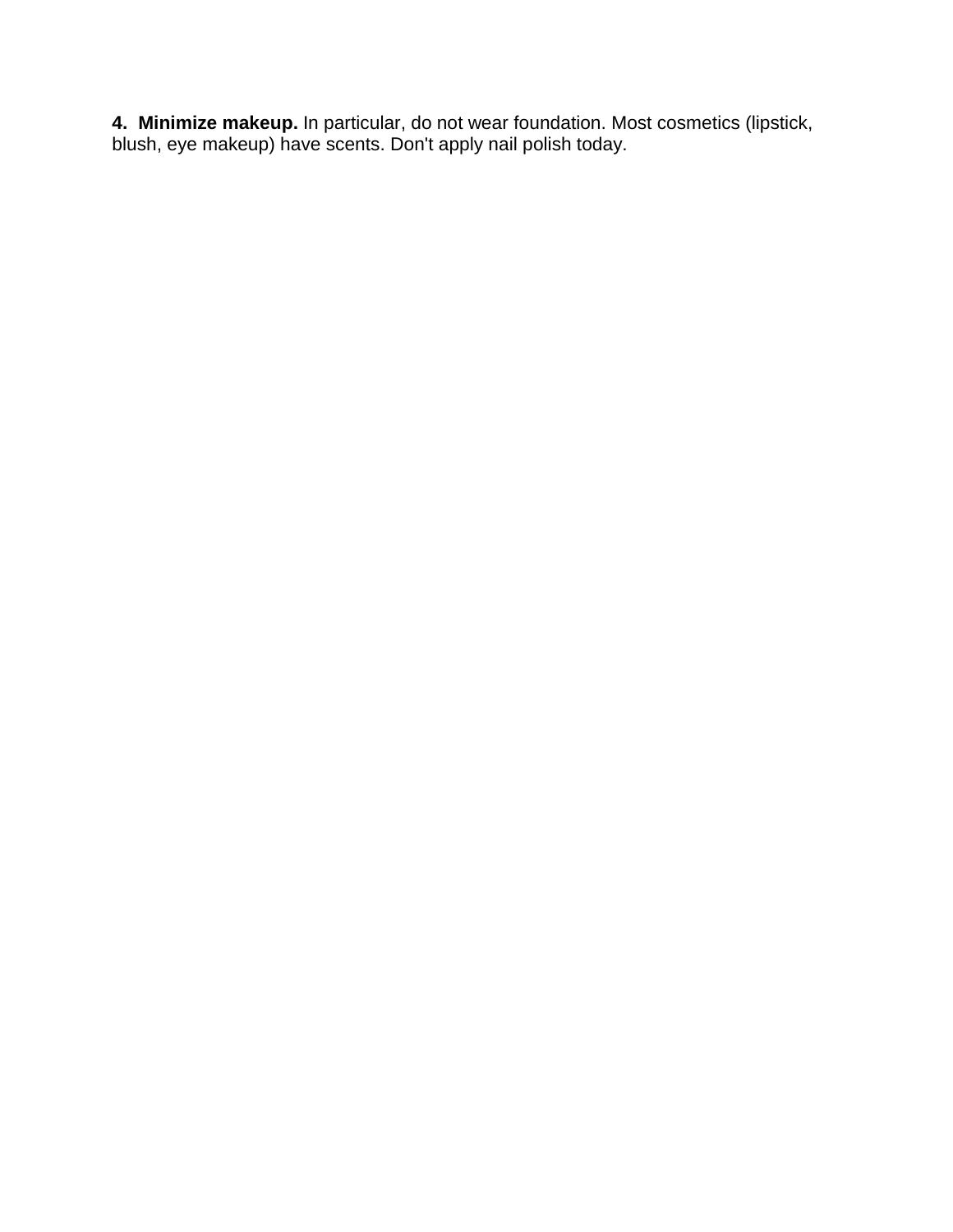4. **Minimize makeup.** In particular, do not wear foundation. Most cosmetics (lipstick, blush, eye makeup) have scents. Don't apply nail polish today.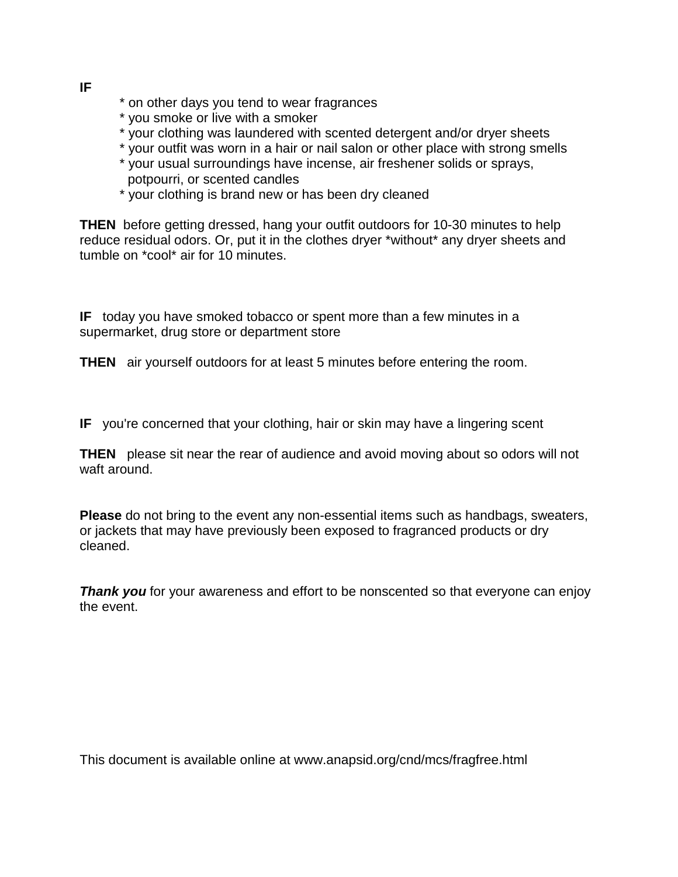**IF**

* on other days you tend to wear fragrances
* you smoke or live with a smoker
* your clothing was laundered with scented detergent and/or dryer sheets
* your outfit was worn in a hair or nail salon or other place with strong smells
* your usual surroundings have incense, air freshener solids or sprays, potpourri, or scented candles
* your clothing is brand new or has been dry cleaned

**THEN** before getting dressed, hang your outfit outdoors for 10-30 minutes to help reduce residual odors. Or, put it in the clothes dryer *without* any dryer sheets and tumble on *cool* air for 10 minutes.

**IF** today you have smoked tobacco or spent more than a few minutes in a supermarket, drug store or department store

**THEN** air yourself outdoors for at least 5 minutes before entering the room.

**IF** you're concerned that your clothing, hair or skin may have a lingering scent

**THEN** please sit near the rear of audience and avoid moving about so odors will not waft around.

**Please** do not bring to the event any non-essential items such as handbags, sweaters, or jackets that may have previously been exposed to fragranced products or dry cleaned.

***Thank you*** for your awareness and effort to be nonscented so that everyone can enjoy the event.

This document is available online at www.anapsid.org/cnd/mcs/fragfree.html